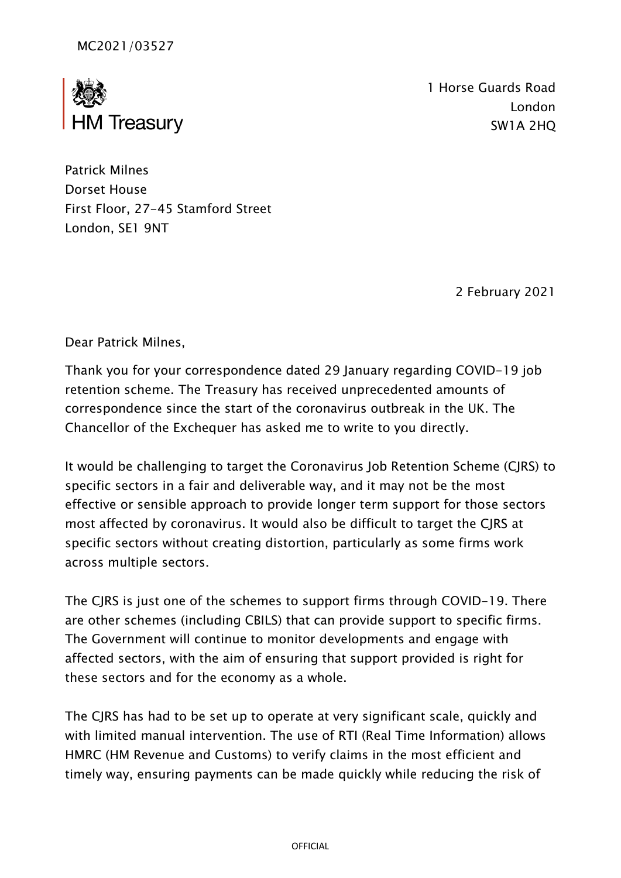MC2021/03527

HM Treasury

1 Horse Guards Road
London
SW1A 2HQ

Patrick Milnes
Dorset House
First Floor, 27-45 Stamford Street
London, SE1 9NT

2 February 2021

Dear Patrick Milnes,

Thank you for your correspondence dated 29 January regarding COVID-19 job retention scheme. The Treasury has received unprecedented amounts of correspondence since the start of the coronavirus outbreak in the UK. The Chancellor of the Exchequer has asked me to write to you directly.

It would be challenging to target the Coronavirus Job Retention Scheme (CJRS) to specific sectors in a fair and deliverable way, and it may not be the most effective or sensible approach to provide longer term support for those sectors most affected by coronavirus. It would also be difficult to target the CJRS at specific sectors without creating distortion, particularly as some firms work across multiple sectors.

The CJRS is just one of the schemes to support firms through COVID-19. There are other schemes (including CBILS) that can provide support to specific firms. The Government will continue to monitor developments and engage with affected sectors, with the aim of ensuring that support provided is right for these sectors and for the economy as a whole.

The CJRS has had to be set up to operate at very significant scale, quickly and with limited manual intervention. The use of RTI (Real Time Information) allows HMRC (HM Revenue and Customs) to verify claims in the most efficient and timely way, ensuring payments can be made quickly while reducing the risk of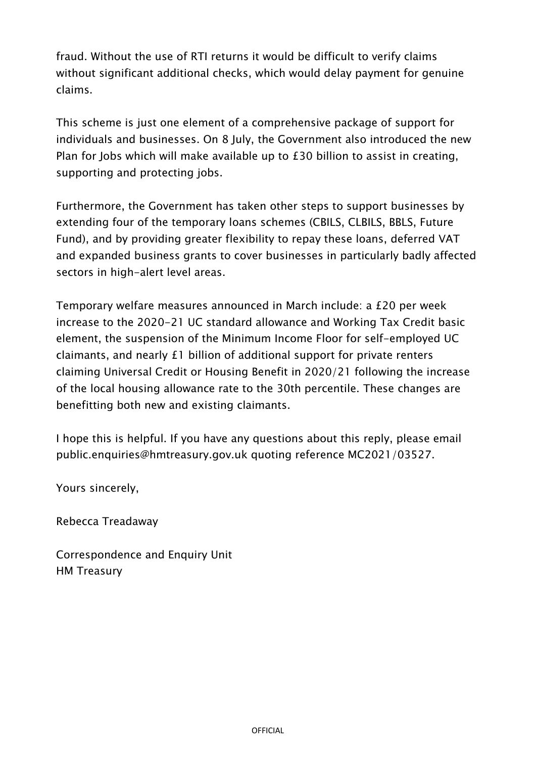fraud. Without the use of RTI returns it would be difficult to verify claims without significant additional checks, which would delay payment for genuine claims.

This scheme is just one element of a comprehensive package of support for individuals and businesses. On 8 July, the Government also introduced the new Plan for Jobs which will make available up to £30 billion to assist in creating, supporting and protecting jobs.

Furthermore, the Government has taken other steps to support businesses by extending four of the temporary loans schemes (CBILS, CLBILS, BBLS, Future Fund), and by providing greater flexibility to repay these loans, deferred VAT and expanded business grants to cover businesses in particularly badly affected sectors in high-alert level areas.

Temporary welfare measures announced in March include: a £20 per week increase to the 2020-21 UC standard allowance and Working Tax Credit basic element, the suspension of the Minimum Income Floor for self-employed UC claimants, and nearly £1 billion of additional support for private renters claiming Universal Credit or Housing Benefit in 2020/21 following the increase of the local housing allowance rate to the 30th percentile. These changes are benefitting both new and existing claimants.

I hope this is helpful. If you have any questions about this reply, please email public.enquiries@hmtreasury.gov.uk quoting reference MC2021/03527.

Yours sincerely,

Rebecca Treadaway

Correspondence and Enquiry Unit
HM Treasury

OFFICIAL